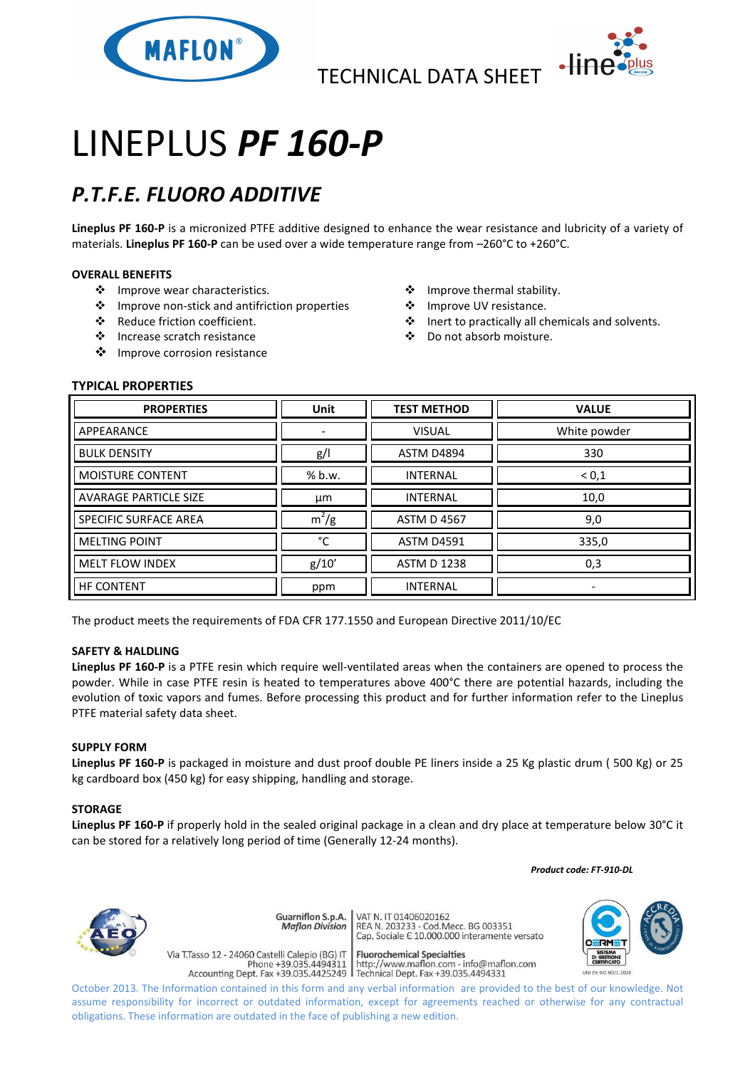TECHNICAL DATA SHEET

# LINEPLUS ***PF 160-P***

## *P.T.F.E. FLUORO ADDITIVE*

**Lineplus PF 160-P** is a micronized PTFE additive designed to enhance the wear resistance and lubricity of a variety of materials. **Lineplus PF 160-P** can be used over a wide temperature range from –260°C to +260°C.

### OVERALL BENEFITS

- Improve wear characteristics.
- Improve non-stick and antifriction properties
- Reduce friction coefficient.
- Increase scratch resistance
- Improve corrosion resistance
- Improve thermal stability.
- Improve UV resistance.
- Inert to practically all chemicals and solvents.
- Do not absorb moisture.

### TYPICAL PROPERTIES

| PROPERTIES | Unit | TEST METHOD | VALUE |
|---|---|---|---|
| APPEARANCE | - | VISUAL | White powder |
| BULK DENSITY | g/l | ASTM D4894 | 330 |
| MOISTURE CONTENT | % b.w. | INTERNAL | < 0,1 |
| AVARAGE PARTICLE SIZE | µm | INTERNAL | 10,0 |
| SPECIFIC SURFACE AREA | $m^2/g$ | ASTM D 4567 | 9,0 |
| MELTING POINT | °C | ASTM D4591 | 335,0 |
| MELT FLOW INDEX | g/10' | ASTM D 1238 | 0,3 |
| HF CONTENT | ppm | INTERNAL | - |

The product meets the requirements of FDA CFR 177.1550 and European Directive 2011/10/EC

### SAFETY & HALDLING

**Lineplus PF 160-P** is a PTFE resin which require well-ventilated areas when the containers are opened to process the powder. While in case PTFE resin is heated to temperatures above 400°C there are potential hazards, including the evolution of toxic vapors and fumes. Before processing this product and for further information refer to the Lineplus PTFE material safety data sheet.

### SUPPLY FORM

**Lineplus PF 160-P** is packaged in moisture and dust proof double PE liners inside a 25 Kg plastic drum ( 500 Kg) or 25 kg cardboard box (450 kg) for easy shipping, handling and storage.

### STORAGE

**Lineplus PF 160-P** if properly hold in the sealed original package in a clean and dry place at temperature below 30°C it can be stored for a relatively long period of time (Generally 12-24 months).

***Product code: FT-910-DL***

Guarniflon S.p.A. *Maflon Division* | VAT N. IT 01406020162 | REA N. 203233 - Cod.Mecc. BG 003351 | Cap. Sociale € 10.000.000 interamente versato

Via T.Tasso 12 - 24060 Castelli Calepio (BG) IT | Phone +39.035.4494311 | Accounting Dept. Fax +39.035.4425249

**Fluorochemical Specialties** | http://www.maflon.com - info@maflon.com | Technical Dept. Fax +39.035.4494331

October 2013. The Information contained in this form and any verbal information are provided to the best of our knowledge. Not assume responsibility for incorrect or outdated information, except for agreements reached or otherwise for any contractual obligations. These information are outdated in the face of publishing a new edition.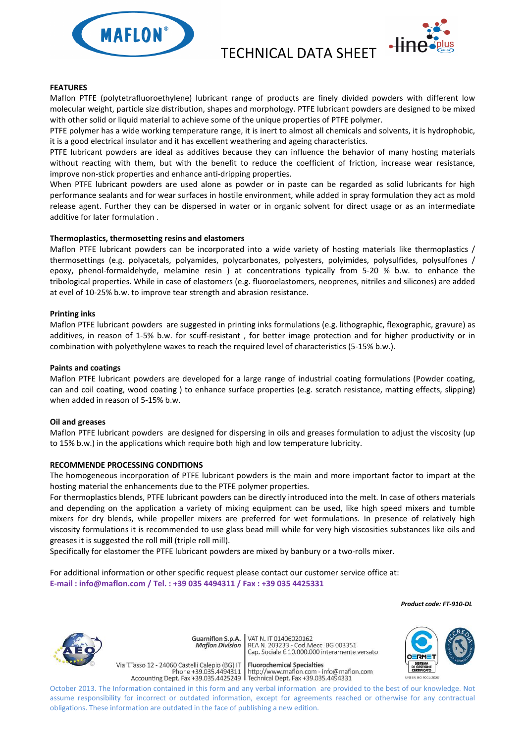TECHNICAL DATA SHEET

## FEATURES

Maflon PTFE (polytetrafluoroethylene) lubricant range of products are finely divided powders with different low molecular weight, particle size distribution, shapes and morphology. PTFE lubricant powders are designed to be mixed with other solid or liquid material to achieve some of the unique properties of PTFE polymer.

PTFE polymer has a wide working temperature range, it is inert to almost all chemicals and solvents, it is hydrophobic, it is a good electrical insulator and it has excellent weathering and ageing characteristics.

PTFE lubricant powders are ideal as additives because they can influence the behavior of many hosting materials without reacting with them, but with the benefit to reduce the coefficient of friction, increase wear resistance, improve non-stick properties and enhance anti-dripping properties.

When PTFE lubricant powders are used alone as powder or in paste can be regarded as solid lubricants for high performance sealants and for wear surfaces in hostile environment, while added in spray formulation they act as mold release agent. Further they can be dispersed in water or in organic solvent for direct usage or as an intermediate additive for later formulation .

### Thermoplastics, thermosetting resins and elastomers

Maflon PTFE lubricant powders can be incorporated into a wide variety of hosting materials like thermoplastics / thermosettings (e.g. polyacetals, polyamides, polycarbonates, polyesters, polyimides, polysulfides, polysulfones / epoxy, phenol-formaldehyde, melamine resin ) at concentrations typically from 5-20 % b.w. to enhance the tribological properties. While in case of elastomers (e.g. fluoroelastomers, neoprenes, nitriles and silicones) are added at evel of 10-25% b.w. to improve tear strength and abrasion resistance.

### Printing inks

Maflon PTFE lubricant powders are suggested in printing inks formulations (e.g. lithographic, flexographic, gravure) as additives, in reason of 1-5% b.w. for scuff-resistant , for better image protection and for higher productivity or in combination with polyethylene waxes to reach the required level of characteristics (5-15% b.w.).

### Paints and coatings

Maflon PTFE lubricant powders are developed for a large range of industrial coating formulations (Powder coating, can and coil coating, wood coating ) to enhance surface properties (e.g. scratch resistance, matting effects, slipping) when added in reason of 5-15% b.w.

### Oil and greases

Maflon PTFE lubricant powders are designed for dispersing in oils and greases formulation to adjust the viscosity (up to 15% b.w.) in the applications which require both high and low temperature lubricity.

## RECOMMENDE PROCESSING CONDITIONS

The homogeneous incorporation of PTFE lubricant powders is the main and more important factor to impart at the hosting material the enhancements due to the PTFE polymer properties.

For thermoplastics blends, PTFE lubricant powders can be directly introduced into the melt. In case of others materials and depending on the application a variety of mixing equipment can be used, like high speed mixers and tumble mixers for dry blends, while propeller mixers are preferred for wet formulations. In presence of relatively high viscosity formulations it is recommended to use glass bead mill while for very high viscosities substances like oils and greases it is suggested the roll mill (triple roll mill).

Specifically for elastomer the PTFE lubricant powders are mixed by banbury or a two-rolls mixer.

For additional information or other specific request please contact our customer service office at:
**E-mail : info@maflon.com / Tel. : +39 035 4494311 / Fax : +39 035 4425331**

***Product code: FT-910-DL***

Guarniflon S.p.A. *Maflon Division* | VAT N. IT 01406020162 REA N. 203233 - Cod.Mecc. BG 003351 Cap. Sociale € 10.000.000 interamente versato

Via T.Tasso 12 - 24060 Castelli Calepio (BG) IT Phone +39.035.4494311 Accounting Dept. Fax +39.035.4425249 | Fluorochemical Specialties http://www.maflon.com - info@maflon.com Technical Dept. Fax +39.035.4494331

October 2013. The Information contained in this form and any verbal information are provided to the best of our knowledge. Not assume responsibility for incorrect or outdated information, except for agreements reached or otherwise for any contractual obligations. These information are outdated in the face of publishing a new edition.